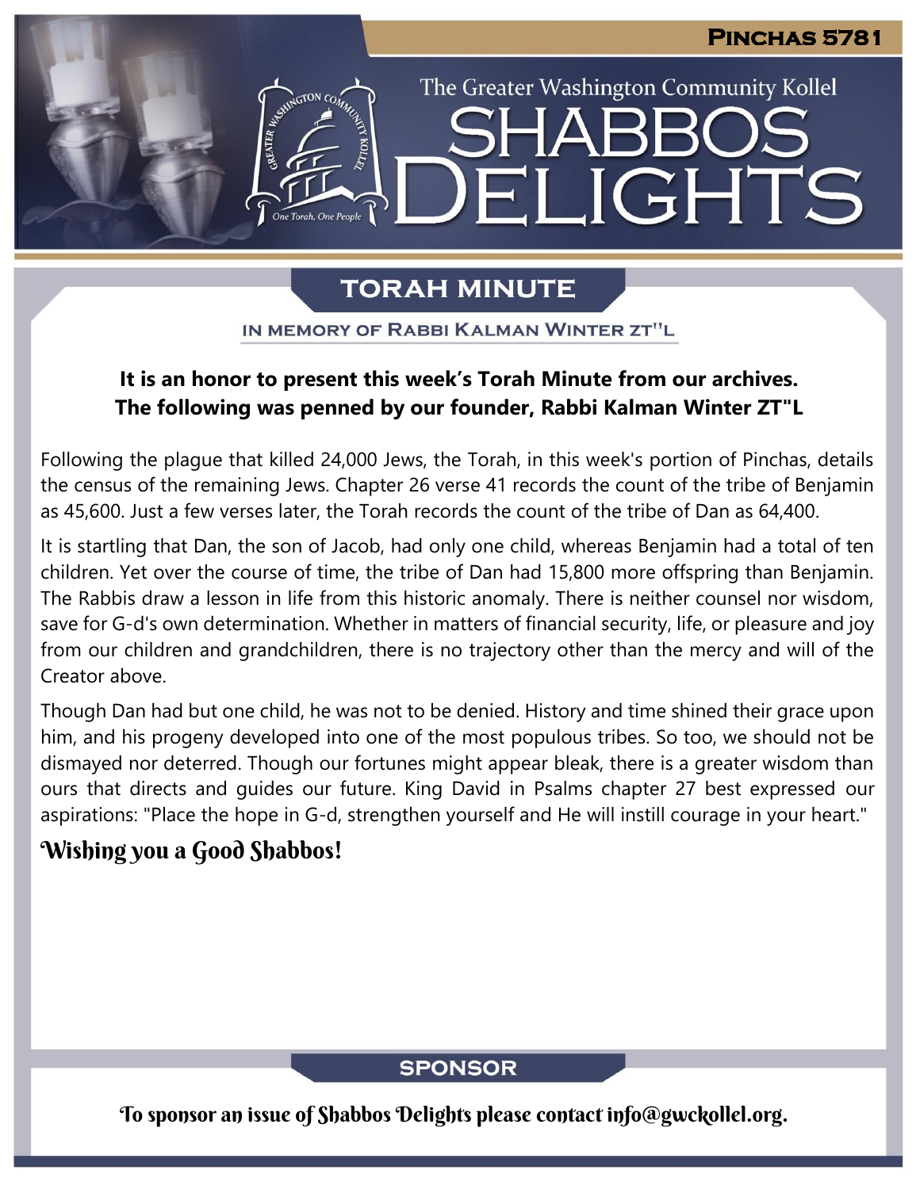# Pinchas 5781

The Greater Washington Community Kollel

# SHABBOS DELIGHTS

## TORAH MINUTE

### IN MEMORY OF RABBI KALMAN WINTER ZT"L

**It is an honor to present this week's Torah Minute from our archives.**
**The following was penned by our founder, Rabbi Kalman Winter ZT"L**

Following the plague that killed 24,000 Jews, the Torah, in this week's portion of Pinchas, details the census of the remaining Jews. Chapter 26 verse 41 records the count of the tribe of Benjamin as 45,600. Just a few verses later, the Torah records the count of the tribe of Dan as 64,400.

It is startling that Dan, the son of Jacob, had only one child, whereas Benjamin had a total of ten children. Yet over the course of time, the tribe of Dan had 15,800 more offspring than Benjamin. The Rabbis draw a lesson in life from this historic anomaly. There is neither counsel nor wisdom, save for G-d's own determination. Whether in matters of financial security, life, or pleasure and joy from our children and grandchildren, there is no trajectory other than the mercy and will of the Creator above.

Though Dan had but one child, he was not to be denied. History and time shined their grace upon him, and his progeny developed into one of the most populous tribes. So too, we should not be dismayed nor deterred. Though our fortunes might appear bleak, there is a greater wisdom than ours that directs and guides our future. King David in Psalms chapter 27 best expressed our aspirations: "Place the hope in G-d, strengthen yourself and He will instill courage in your heart."

**Wishing you a Good Shabbos!**

## SPONSOR

To sponsor an issue of Shabbos Delights please contact info@gwckollel.org.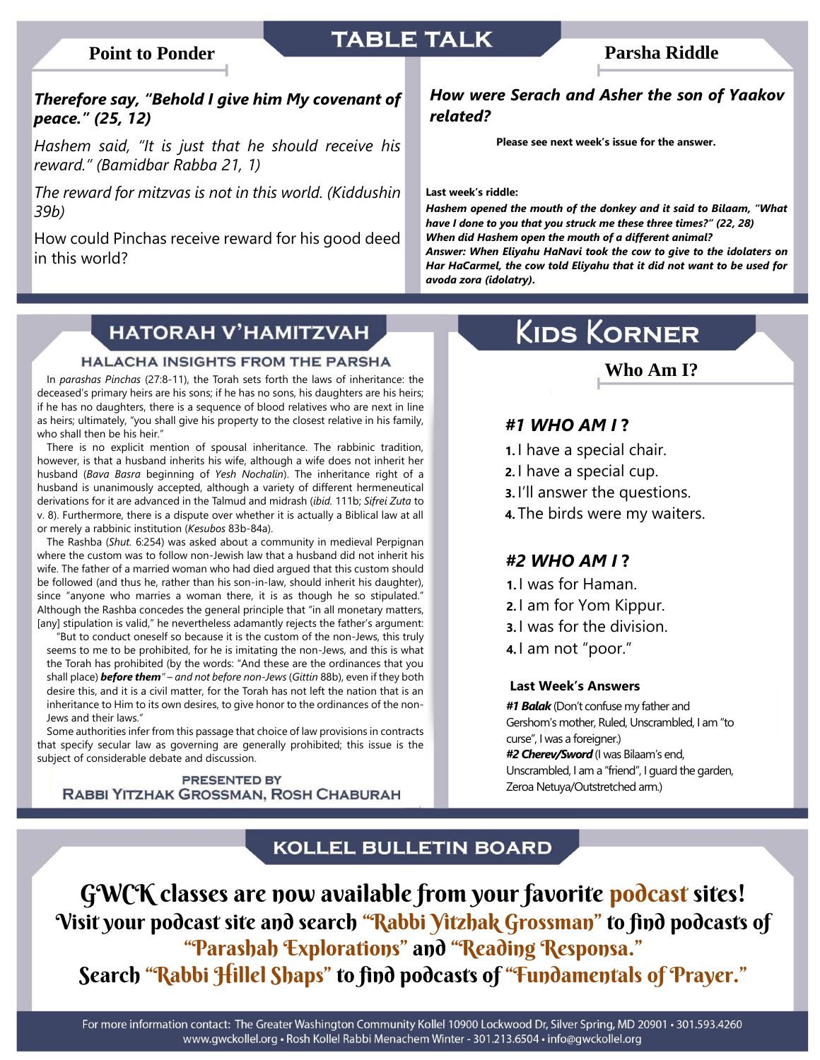# TABLE TALK

## Point to Ponder

***Therefore say, "Behold I give him My covenant of peace." (25, 12)***

*Hashem said, "It is just that he should receive his reward." (Bamidbar Rabba 21, 1)*

*The reward for mitzvas is not in this world. (Kiddushin 39b)*

How could Pinchas receive reward for his good deed in this world?

## Parsha Riddle

***How were Serach and Asher the son of Yaakov related?***

**Please see next week's issue for the answer.**

**Last week's riddle:**

***Hashem opened the mouth of the donkey and it said to Bilaam, "What have I done to you that you struck me these three times?" (22, 28)***
***When did Hashem open the mouth of a different animal?***
***Answer: When Eliyahu HaNavi took the cow to give to the idolaters on Har HaCarmel, the cow told Eliyahu that it did not want to be used for avoda zora (idolatry).***

# HATORAH V'HAMITZVAH

## HALACHA INSIGHTS FROM THE PARSHA

In *parashas Pinchas* (27:8-11), the Torah sets forth the laws of inheritance: the deceased's primary heirs are his sons; if he has no sons, his daughters are his heirs; if he has no daughters, there is a sequence of blood relatives who are next in line as heirs; ultimately, "you shall give his property to the closest relative in his family, who shall then be his heir."

There is no explicit mention of spousal inheritance. The rabbinic tradition, however, is that a husband inherits his wife, although a wife does not inherit her husband (*Bava Basra* beginning of *Yesh Nochalin*). The inheritance right of a husband is unanimously accepted, although a variety of different hermeneutical derivations for it are advanced in the Talmud and midrash (*ibid.* 111b; *Sifrei Zuta* to v. 8). Furthermore, there is a dispute over whether it is actually a Biblical law at all or merely a rabbinic institution (*Kesubos* 83b-84a).

The Rashba (*Shut.* 6:254) was asked about a community in medieval Perpignan where the custom was to follow non-Jewish law that a husband did not inherit his wife. The father of a married woman who had died argued that this custom should be followed (and thus he, rather than his son-in-law, should inherit his daughter), since "anyone who marries a woman there, it is as though he so stipulated." Although the Rashba concedes the general principle that "in all monetary matters, [any] stipulation is valid," he nevertheless adamantly rejects the father's argument:

> "But to conduct oneself so because it is the custom of the non-Jews, this truly seems to me to be prohibited, for he is imitating the non-Jews, and this is what the Torah has prohibited (by the words: "And these are the ordinances that you shall place) ***before them****" – and not before non-Jews* (*Gittin* 88b), even if they both desire this, and it is a civil matter, for the Torah has not left the nation that is an inheritance to Him to its own desires, to give honor to the ordinances of the non-Jews and their laws."

Some authorities infer from this passage that choice of law provisions in contracts that specify secular law as governing are generally prohibited; this issue is the subject of considerable debate and discussion.

PRESENTED BY
RABBI YITZHAK GROSSMAN, ROSH CHABURAH

# KIDS KORNER

## Who Am I?

### *#1 WHO AM I ?*

1. I have a special chair.
2. I have a special cup.
3. I'll answer the questions.
4. The birds were my waiters.

### *#2 WHO AM I ?*

1. I was for Haman.
2. I am for Yom Kippur.
3. I was for the division.
4. I am not "poor."

**Last Week's Answers**

***#1 Balak*** (Don't confuse my father and Gershom's mother, Ruled, Unscrambled, I am "to curse", I was a foreigner.)
***#2 Cherev/Sword*** (I was Bilaam's end, Unscrambled, I am a "friend", I guard the garden, Zeroa Netuya/Outstretched arm.)

# KOLLEL BULLETIN BOARD

**GWCK classes are now available from your favorite podcast sites!**
**Visit your podcast site and search "Rabbi Yitzhak Grossman" to find podcasts of "Parashah Explorations" and "Reading Responsa."**
**Search "Rabbi Hillel Shaps" to find podcasts of "Fundamentals of Prayer."**

For more information contact: The Greater Washington Community Kollel 10900 Lockwood Dr, Silver Spring, MD 20901 • 301.593.4260
www.gwckollel.org • Rosh Kollel Rabbi Menachem Winter - 301.213.6504 • info@gwckollel.org